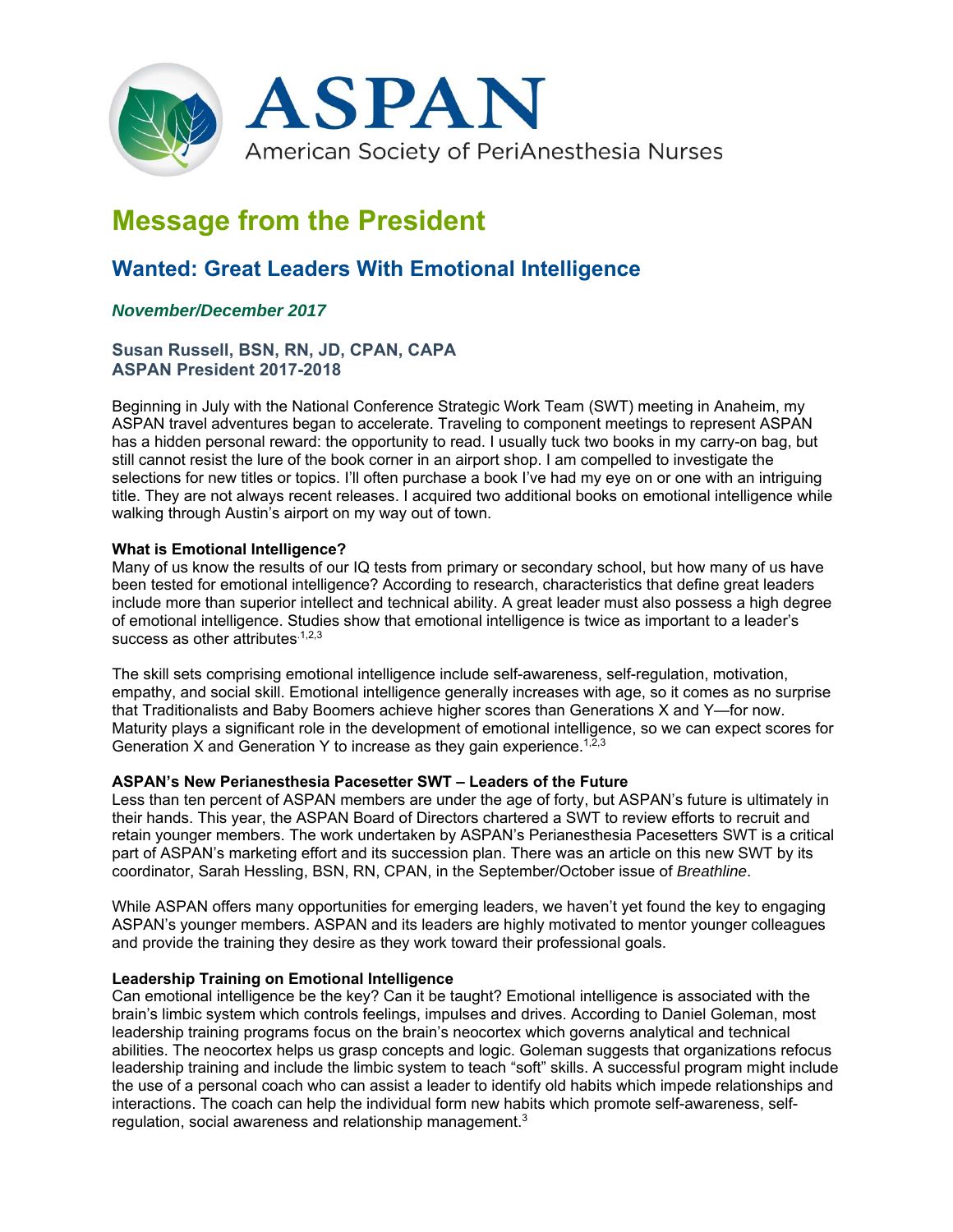ASPAN

American Society of PeriAnesthesia Nurses

# Message from the President

## Wanted: Great Leaders With Emotional Intelligence

*November/December 2017*

**Susan Russell, BSN, RN, JD, CPAN, CAPA**
**ASPAN President 2017-2018**

Beginning in July with the National Conference Strategic Work Team (SWT) meeting in Anaheim, my ASPAN travel adventures began to accelerate. Traveling to component meetings to represent ASPAN has a hidden personal reward: the opportunity to read. I usually tuck two books in my carry-on bag, but still cannot resist the lure of the book corner in an airport shop. I am compelled to investigate the selections for new titles or topics. I'll often purchase a book I've had my eye on or one with an intriguing title. They are not always recent releases. I acquired two additional books on emotional intelligence while walking through Austin's airport on my way out of town.

**What is Emotional Intelligence?**

Many of us know the results of our IQ tests from primary or secondary school, but how many of us have been tested for emotional intelligence? According to research, characteristics that define great leaders include more than superior intellect and technical ability. A great leader must also possess a high degree of emotional intelligence. Studies show that emotional intelligence is twice as important to a leader's success as other attributes.[1,2,3]

The skill sets comprising emotional intelligence include self-awareness, self-regulation, motivation, empathy, and social skill. Emotional intelligence generally increases with age, so it comes as no surprise that Traditionalists and Baby Boomers achieve higher scores than Generations X and Y—for now. Maturity plays a significant role in the development of emotional intelligence, so we can expect scores for Generation X and Generation Y to increase as they gain experience.[1,2,3]

**ASPAN's New Perianesthesia Pacesetter SWT – Leaders of the Future**

Less than ten percent of ASPAN members are under the age of forty, but ASPAN's future is ultimately in their hands. This year, the ASPAN Board of Directors chartered a SWT to review efforts to recruit and retain younger members. The work undertaken by ASPAN's Perianesthesia Pacesetters SWT is a critical part of ASPAN's marketing effort and its succession plan. There was an article on this new SWT by its coordinator, Sarah Hessling, BSN, RN, CPAN, in the September/October issue of *Breathline*.

While ASPAN offers many opportunities for emerging leaders, we haven't yet found the key to engaging ASPAN's younger members. ASPAN and its leaders are highly motivated to mentor younger colleagues and provide the training they desire as they work toward their professional goals.

**Leadership Training on Emotional Intelligence**

Can emotional intelligence be the key? Can it be taught? Emotional intelligence is associated with the brain's limbic system which controls feelings, impulses and drives. According to Daniel Goleman, most leadership training programs focus on the brain's neocortex which governs analytical and technical abilities. The neocortex helps us grasp concepts and logic. Goleman suggests that organizations refocus leadership training and include the limbic system to teach "soft" skills. A successful program might include the use of a personal coach who can assist a leader to identify old habits which impede relationships and interactions. The coach can help the individual form new habits which promote self-awareness, self-regulation, social awareness and relationship management.[3]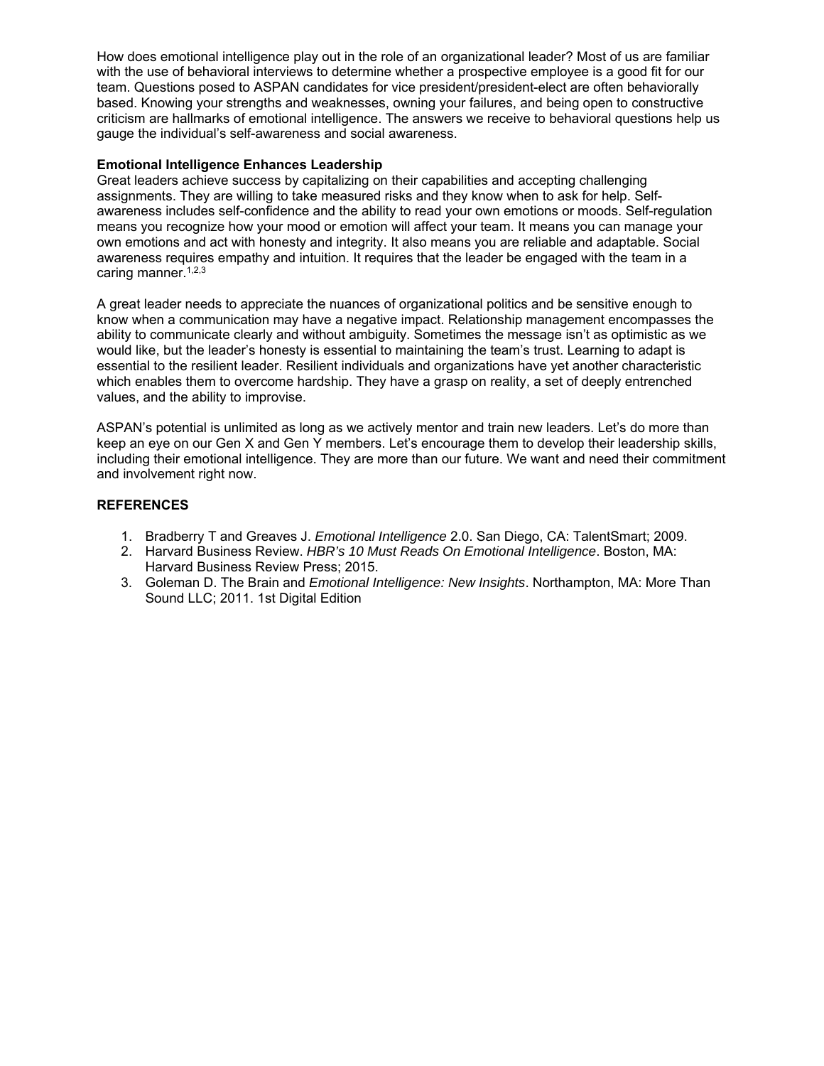How does emotional intelligence play out in the role of an organizational leader? Most of us are familiar with the use of behavioral interviews to determine whether a prospective employee is a good fit for our team. Questions posed to ASPAN candidates for vice president/president-elect are often behaviorally based. Knowing your strengths and weaknesses, owning your failures, and being open to constructive criticism are hallmarks of emotional intelligence. The answers we receive to behavioral questions help us gauge the individual's self-awareness and social awareness.

**Emotional Intelligence Enhances Leadership**

Great leaders achieve success by capitalizing on their capabilities and accepting challenging assignments. They are willing to take measured risks and they know when to ask for help. Self-awareness includes self-confidence and the ability to read your own emotions or moods. Self-regulation means you recognize how your mood or emotion will affect your team. It means you can manage your own emotions and act with honesty and integrity. It also means you are reliable and adaptable. Social awareness requires empathy and intuition. It requires that the leader be engaged with the team in a caring manner.[1,2,3]

A great leader needs to appreciate the nuances of organizational politics and be sensitive enough to know when a communication may have a negative impact. Relationship management encompasses the ability to communicate clearly and without ambiguity. Sometimes the message isn't as optimistic as we would like, but the leader's honesty is essential to maintaining the team's trust. Learning to adapt is essential to the resilient leader. Resilient individuals and organizations have yet another characteristic which enables them to overcome hardship. They have a grasp on reality, a set of deeply entrenched values, and the ability to improvise.

ASPAN's potential is unlimited as long as we actively mentor and train new leaders. Let's do more than keep an eye on our Gen X and Gen Y members. Let's encourage them to develop their leadership skills, including their emotional intelligence. They are more than our future. We want and need their commitment and involvement right now.

**REFERENCES**

1. Bradberry T and Greaves J. *Emotional Intelligence* 2.0. San Diego, CA: TalentSmart; 2009.
2. Harvard Business Review. *HBR's 10 Must Reads On Emotional Intelligence*. Boston, MA: Harvard Business Review Press; 2015.
3. Goleman D. The Brain and *Emotional Intelligence: New Insights*. Northampton, MA: More Than Sound LLC; 2011. 1st Digital Edition